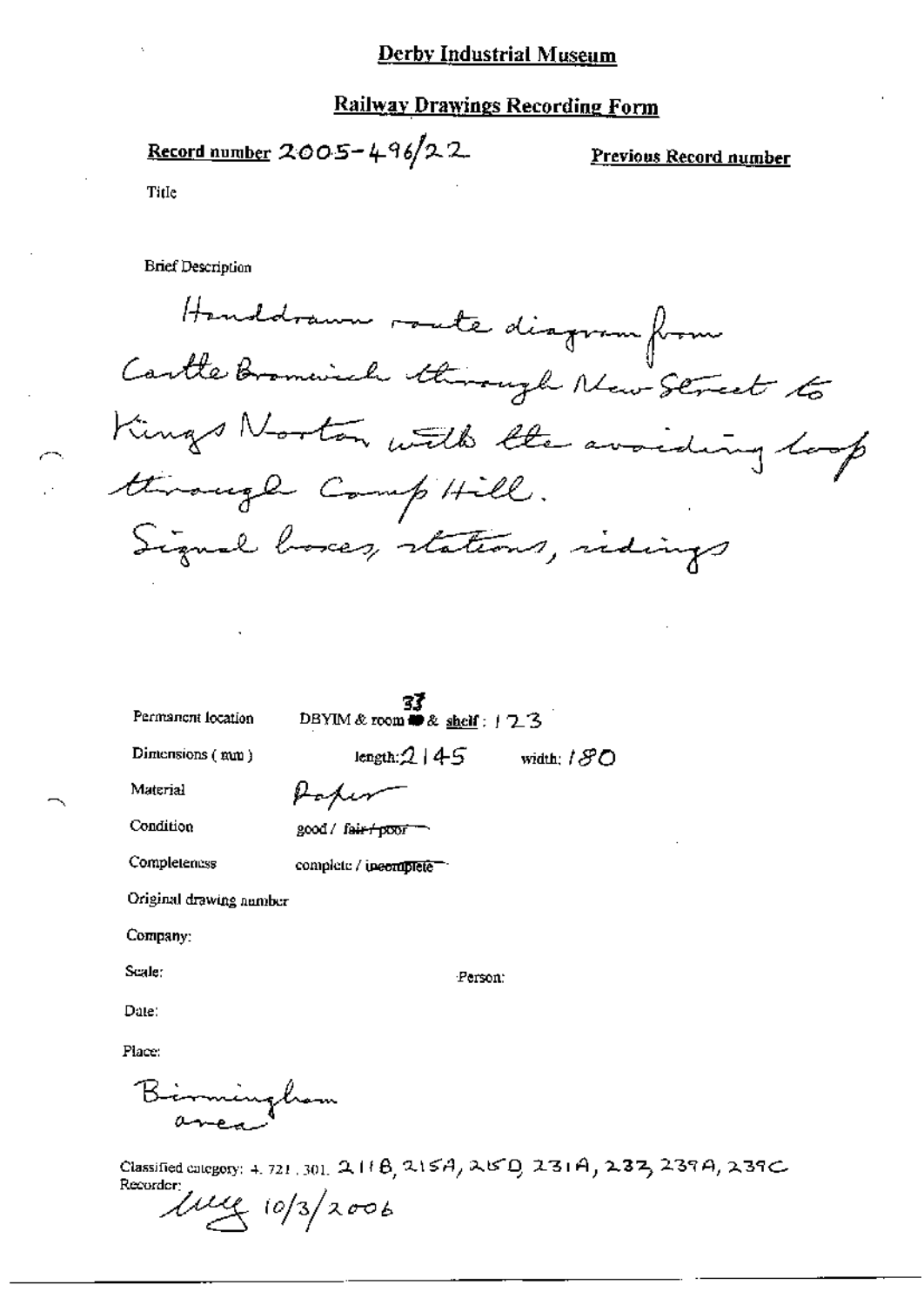# Derby Industrial Museum

## Railway Drawings Recording Form

**Record number** 2005-496/22

**Previous Record number**

Title

Brief Description

Handdrawn route diagram from Castle Bromwich through New Street to Kings Norton with the avoiding loop through Camp Hill.
Signal boxes, stations, sidings

Permanent location: DBYIM & room 33 & shelf: 123

Dimensions (mm): length: 2145 width: 180

Material: Paper

Condition: good / ~~fair / poor~~

Completeness: complete / ~~incomplete~~

Original drawing number

Company:

Scale: Person:

Date:

Place:

Birmingham area

Classified category: 4. 721. 301. 211B, 215A, 215D, 231A, 232, 239A, 239C

Recorder: 10/3/2006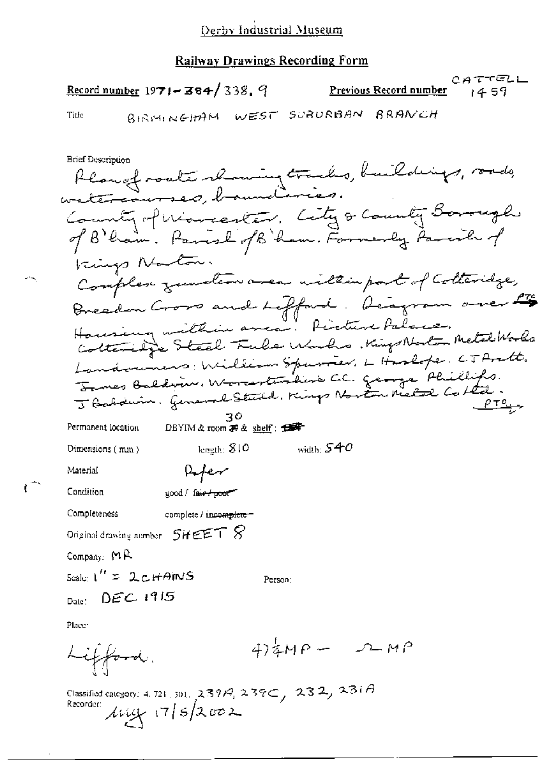Derby Industrial Museum

## Railway Drawings Recording Form

**Record number** 1971-384/338.9 **Previous Record number** CATTELL 1459

Title BIRMINGHAM WEST SUBURBAN BRANCH

Brief Description

Plan of route showing tracks, buildings, roads, watercourses, boundaries.
County of Worcester. City & County Borough of B'ham. Parish of B'ham. Formerly Parish of Kings Norton.
Complex junction area within part of Cotteridge, Breedon Cross and Lifford. Diagram over PTO
Housing within area. Picture Palace.
Cotteridge Steel Tube Works. Kings Norton Metal Works
Landowners: William Spurrier. L Haslope. CJ Pratt.
James Baldwin. Worcestershire CC. George Phillips.
J Baldwin. General Stud. Kings Norton Metal Co Ltd. PTO

Permanent location DBYIM & room 30 & shelf:

Dimensions (mm) length: 810 width: 540

Material Paper

Condition good / ~~fair / poor~~

Completeness complete / ~~incomplete~~

Original drawing number SHEET 8

Company: MR

Scale: 1" = 2 CHAINS Person:

Date: DEC 1915

Place:

Lifford. $47\frac{1}{4}$ MP — Ω MP

Classified category: 4.721.301. 239A, 239C, 232, 231A

Recorder: 17/5/2002